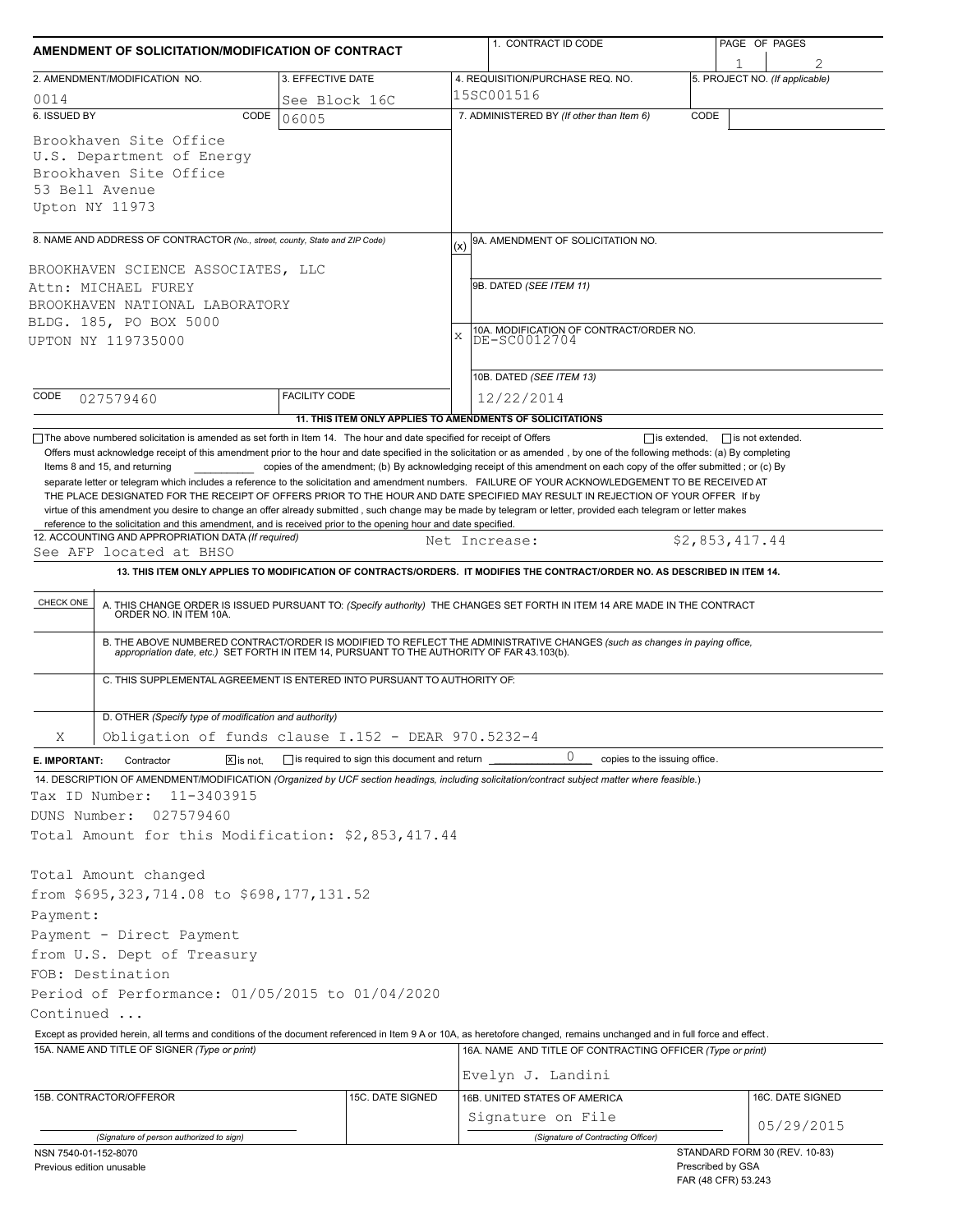# AMENDMENT OF SOLICITATION/MODIFICATION OF CONTRACT

| | |
|---|---|
| 1. CONTRACT ID CODE | PAGE 1 OF 2 PAGES |
| 2. AMENDMENT/MODIFICATION NO. | 0014 |
| 3. EFFECTIVE DATE | See Block 16C |
| 4. REQUISITION/PURCHASE REQ. NO. | 15SC001516 |
| 5. PROJECT NO. (If applicable) | |
| 6. ISSUED BY CODE | 06005 |
| 7. ADMINISTERED BY (If other than Item 6) CODE | |

**6. ISSUED BY**
Brookhaven Site Office
U.S. Department of Energy
Brookhaven Site Office
53 Bell Avenue
Upton NY 11973

**8. NAME AND ADDRESS OF CONTRACTOR** (No., street, county, State and ZIP Code)
BROOKHAVEN SCIENCE ASSOCIATES, LLC
Attn: MICHAEL FUREY
BROOKHAVEN NATIONAL LABORATORY
BLDG. 185, PO BOX 5000
UPTON NY 119735000

CODE 027579460 FACILITY CODE

(x) 9A. AMENDMENT OF SOLICITATION NO.

9B. DATED (SEE ITEM 11)

X 10A. MODIFICATION OF CONTRACT/ORDER NO. DE-SC0012704

10B. DATED (SEE ITEM 13) 12/22/2014

**11. THIS ITEM ONLY APPLIES TO AMENDMENTS OF SOLICITATIONS**

☐ The above numbered solicitation is amended as set forth in Item 14. The hour and date specified for receipt of Offers ☐ is extended, ☐ is not extended.
Offers must acknowledge receipt of this amendment prior to the hour and date specified in the solicitation or as amended , by one of the following methods: (a) By completing Items 8 and 15, and returning ____ copies of the amendment; (b) By acknowledging receipt of this amendment on each copy of the offer submitted ; or (c) By separate letter or telegram which includes a reference to the solicitation and amendment numbers. FAILURE OF YOUR ACKNOWLEDGEMENT TO BE RECEIVED AT THE PLACE DESIGNATED FOR THE RECEIPT OF OFFERS PRIOR TO THE HOUR AND DATE SPECIFIED MAY RESULT IN REJECTION OF YOUR OFFER If by virtue of this amendment you desire to change an offer already submitted , such change may be made by telegram or letter, provided each telegram or letter makes reference to the solicitation and this amendment, and is received prior to the opening hour and date specified.

**12. ACCOUNTING AND APPROPRIATION DATA** (If required)
See AFP located at BHSO Net Increase: $2,853,417.44

**13. THIS ITEM ONLY APPLIES TO MODIFICATION OF CONTRACTS/ORDERS. IT MODIFIES THE CONTRACT/ORDER NO. AS DESCRIBED IN ITEM 14.**

| CHECK ONE | |
|---|---|
| | A. THIS CHANGE ORDER IS ISSUED PURSUANT TO: (Specify authority) THE CHANGES SET FORTH IN ITEM 14 ARE MADE IN THE CONTRACT ORDER NO. IN ITEM 10A. |
| | B. THE ABOVE NUMBERED CONTRACT/ORDER IS MODIFIED TO REFLECT THE ADMINISTRATIVE CHANGES (such as changes in paying office, appropriation date, etc.) SET FORTH IN ITEM 14, PURSUANT TO THE AUTHORITY OF FAR 43.103(b). |
| | C. THIS SUPPLEMENTAL AGREEMENT IS ENTERED INTO PURSUANT TO AUTHORITY OF: |
| X | D. OTHER (Specify type of modification and authority) Obligation of funds clause I.152 - DEAR 970.5232-4 |

**E. IMPORTANT:** Contractor ☒ is not, ☐ is required to sign this document and return 0 copies to the issuing office.

**14. DESCRIPTION OF AMENDMENT/MODIFICATION** (Organized by UCF section headings, including solicitation/contract subject matter where feasible.)

Tax ID Number: 11-3403915
DUNS Number: 027579460
Total Amount for this Modification: $2,853,417.44

Total Amount changed
from $695,323,714.08 to $698,177,131.52
Payment:
Payment - Direct Payment
from U.S. Dept of Treasury
FOB: Destination
Period of Performance: 01/05/2015 to 01/04/2020
Continued ...

Except as provided herein, all terms and conditions of the document referenced in Item 9 A or 10A, as heretofore changed, remains unchanged and in full force and effect.

| | | |
|---|---|---|
| 15A. NAME AND TITLE OF SIGNER (Type or print) | 16A. NAME AND TITLE OF CONTRACTING OFFICER (Type or print) Evelyn J. Landini | |
| 15B. CONTRACTOR/OFFEROR (Signature of person authorized to sign) | 15C. DATE SIGNED | |
| 16B. UNITED STATES OF AMERICA Signature on File (Signature of Contracting Officer) | 16C. DATE SIGNED 05/29/2015 | |

NSN 7540-01-152-8070
Previous edition unusable

STANDARD FORM 30 (REV. 10-83)
Prescribed by GSA
FAR (48 CFR) 53.243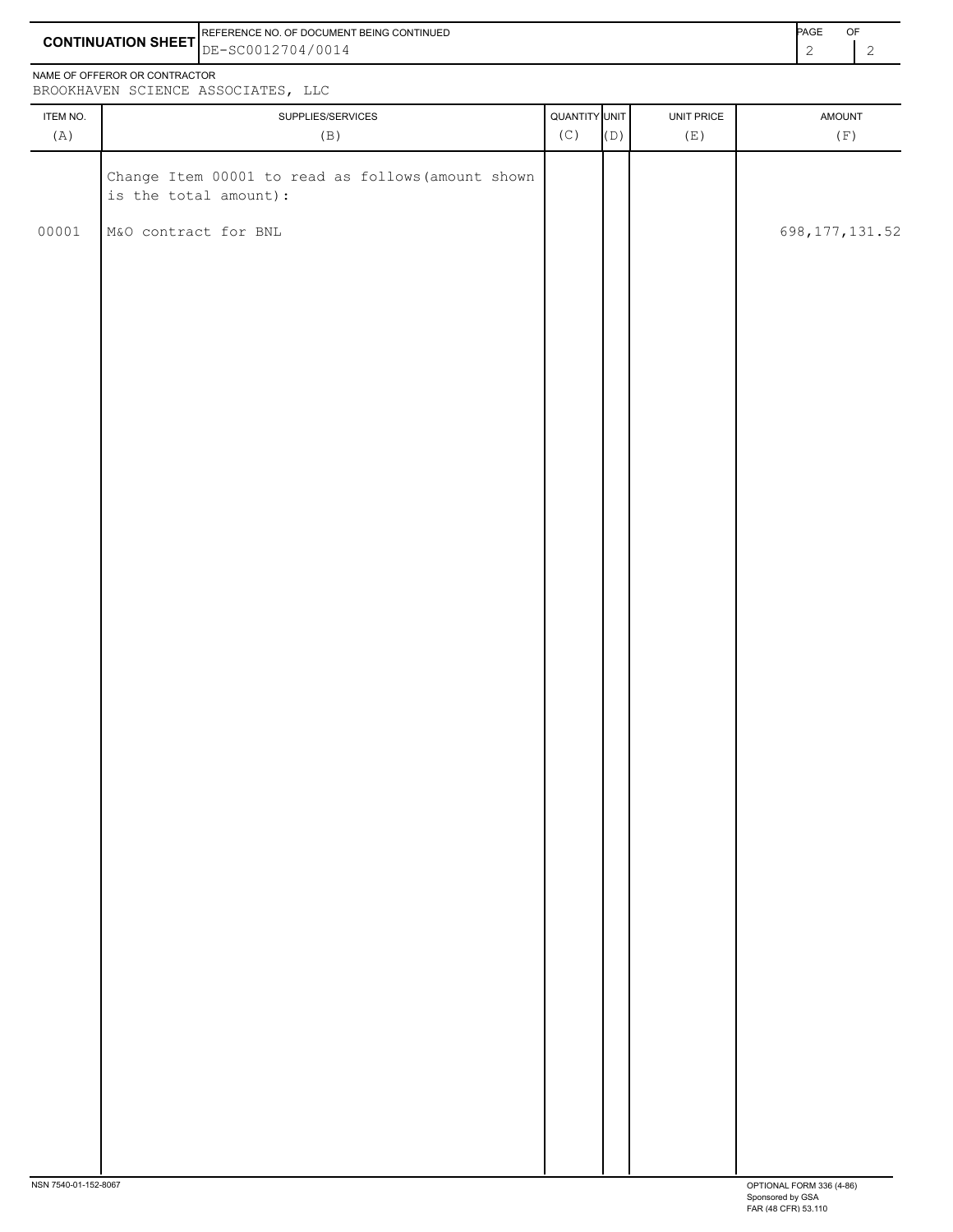**CONTINUATION SHEET**

REFERENCE NO. OF DOCUMENT BEING CONTINUED
DE-SC0012704/0014

PAGE 2 OF 2

NAME OF OFFEROR OR CONTRACTOR
BROOKHAVEN SCIENCE ASSOCIATES, LLC

| ITEM NO. (A) | SUPPLIES/SERVICES (B) | QUANTITY (C) | UNIT (D) | UNIT PRICE (E) | AMOUNT (F) |
|---|---|---|---|---|---|
| | Change Item 00001 to read as follows(amount shown is the total amount): | | | | |
| 00001 | M&O contract for BNL | | | | 698,177,131.52 |

NSN 7540-01-152-8067

OPTIONAL FORM 336 (4-86)
Sponsored by GSA
FAR (48 CFR) 53.110